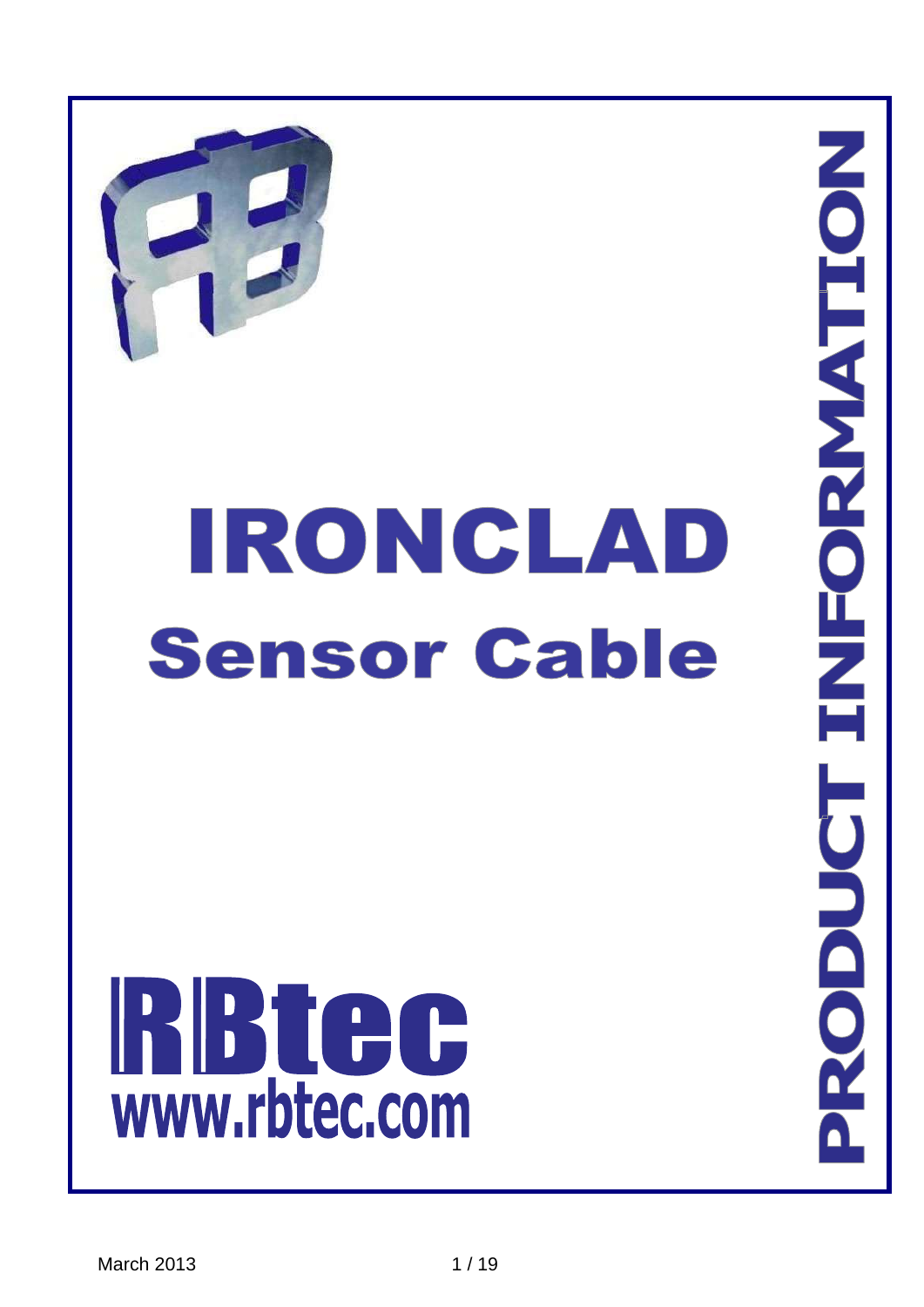# IRONCLAD

## Sensor Cable

RBtec

www.rbtec.com

PRODUCT INFORMATION

March 2013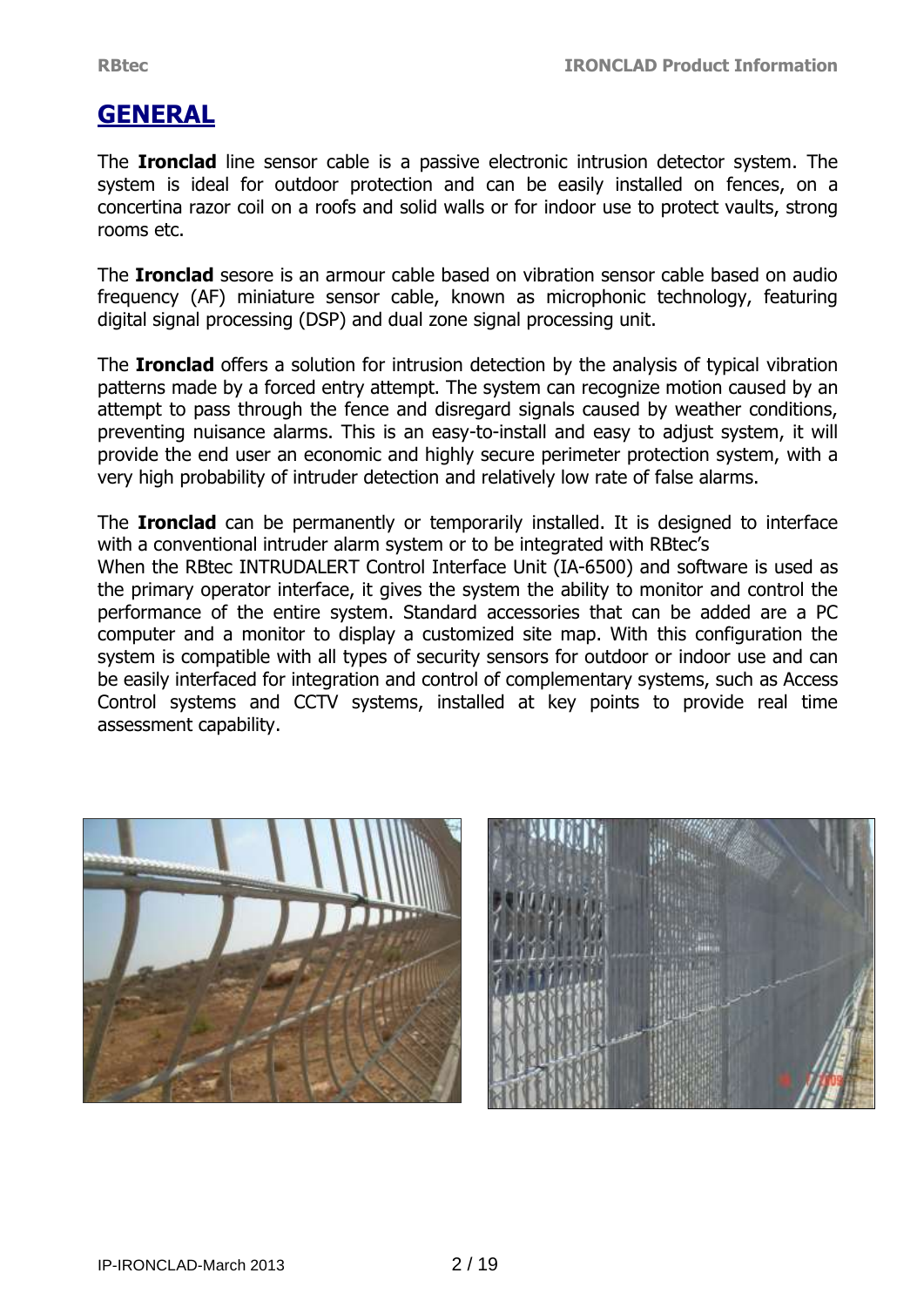# GENERAL

The **Ironclad** line sensor cable is a passive electronic intrusion detector system. The system is ideal for outdoor protection and can be easily installed on fences, on a concertina razor coil on a roofs and solid walls or for indoor use to protect vaults, strong rooms etc.

The **Ironclad** sesore is an armour cable based on vibration sensor cable based on audio frequency (AF) miniature sensor cable, known as microphonic technology, featuring digital signal processing (DSP) and dual zone signal processing unit.

The **Ironclad** offers a solution for intrusion detection by the analysis of typical vibration patterns made by a forced entry attempt. The system can recognize motion caused by an attempt to pass through the fence and disregard signals caused by weather conditions, preventing nuisance alarms. This is an easy-to-install and easy to adjust system, it will provide the end user an economic and highly secure perimeter protection system, with a very high probability of intruder detection and relatively low rate of false alarms.

The **Ironclad** can be permanently or temporarily installed. It is designed to interface with a conventional intruder alarm system or to be integrated with RBtec's
When the RBtec INTRUDALERT Control Interface Unit (IA-6500) and software is used as the primary operator interface, it gives the system the ability to monitor and control the performance of the entire system. Standard accessories that can be added are a PC computer and a monitor to display a customized site map. With this configuration the system is compatible with all types of security sensors for outdoor or indoor use and can be easily interfaced for integration and control of complementary systems, such as Access Control systems and CCTV systems, installed at key points to provide real time assessment capability.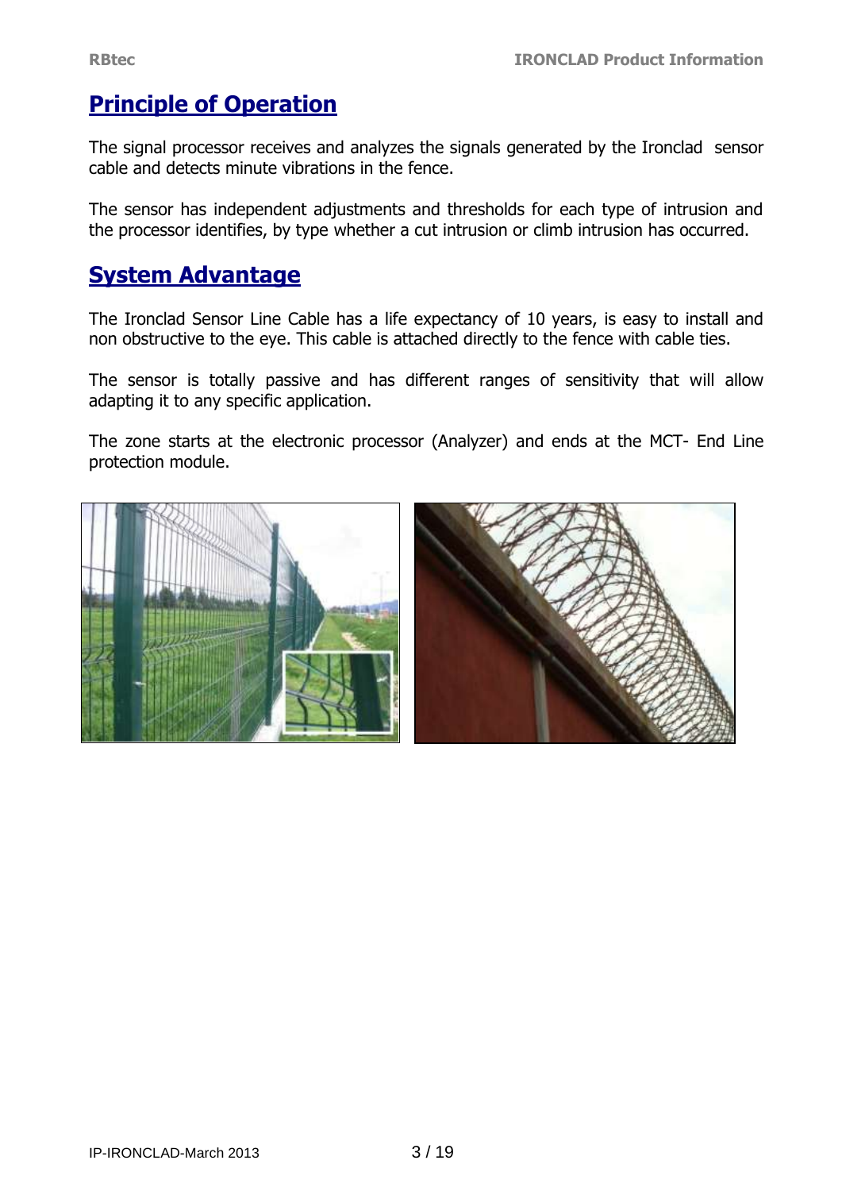## Principle of Operation

The signal processor receives and analyzes the signals generated by the Ironclad sensor cable and detects minute vibrations in the fence.

The sensor has independent adjustments and thresholds for each type of intrusion and the processor identifies, by type whether a cut intrusion or climb intrusion has occurred.

## System Advantage

The Ironclad Sensor Line Cable has a life expectancy of 10 years, is easy to install and non obstructive to the eye. This cable is attached directly to the fence with cable ties.

The sensor is totally passive and has different ranges of sensitivity that will allow adapting it to any specific application.

The zone starts at the electronic processor (Analyzer) and ends at the MCT- End Line protection module.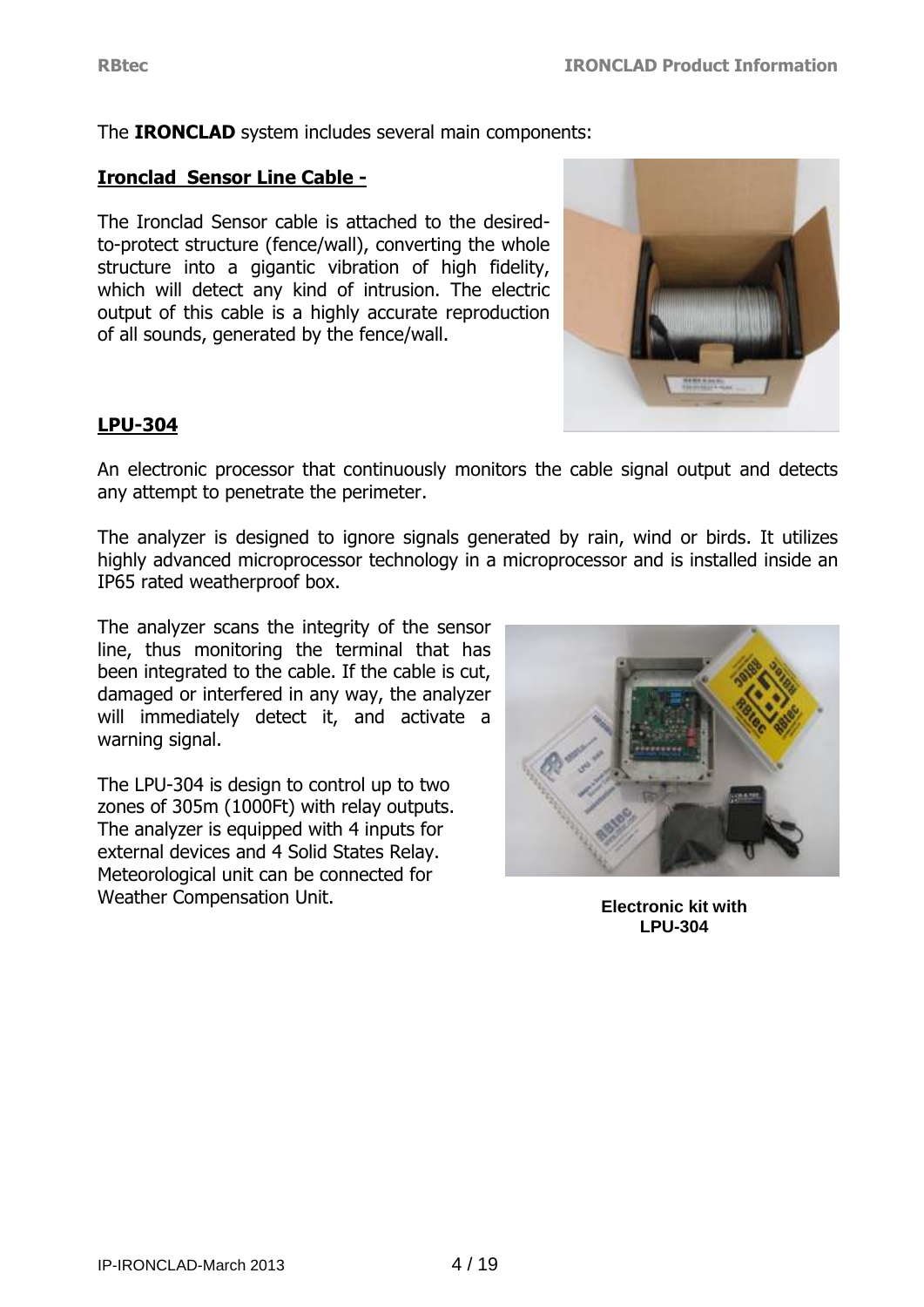The **IRONCLAD** system includes several main components:

**Ironclad Sensor Line Cable -**

The Ironclad Sensor cable is attached to the desired-to-protect structure (fence/wall), converting the whole structure into a gigantic vibration of high fidelity, which will detect any kind of intrusion. The electric output of this cable is a highly accurate reproduction of all sounds, generated by the fence/wall.

**LPU-304**

An electronic processor that continuously monitors the cable signal output and detects any attempt to penetrate the perimeter.

The analyzer is designed to ignore signals generated by rain, wind or birds. It utilizes highly advanced microprocessor technology in a microprocessor and is installed inside an IP65 rated weatherproof box.

The analyzer scans the integrity of the sensor line, thus monitoring the terminal that has been integrated to the cable. If the cable is cut, damaged or interfered in any way, the analyzer will immediately detect it, and activate a warning signal.

The LPU-304 is design to control up to two zones of 305m (1000Ft) with relay outputs. The analyzer is equipped with 4 inputs for external devices and 4 Solid States Relay. Meteorological unit can be connected for Weather Compensation Unit.

**Electronic kit with LPU-304**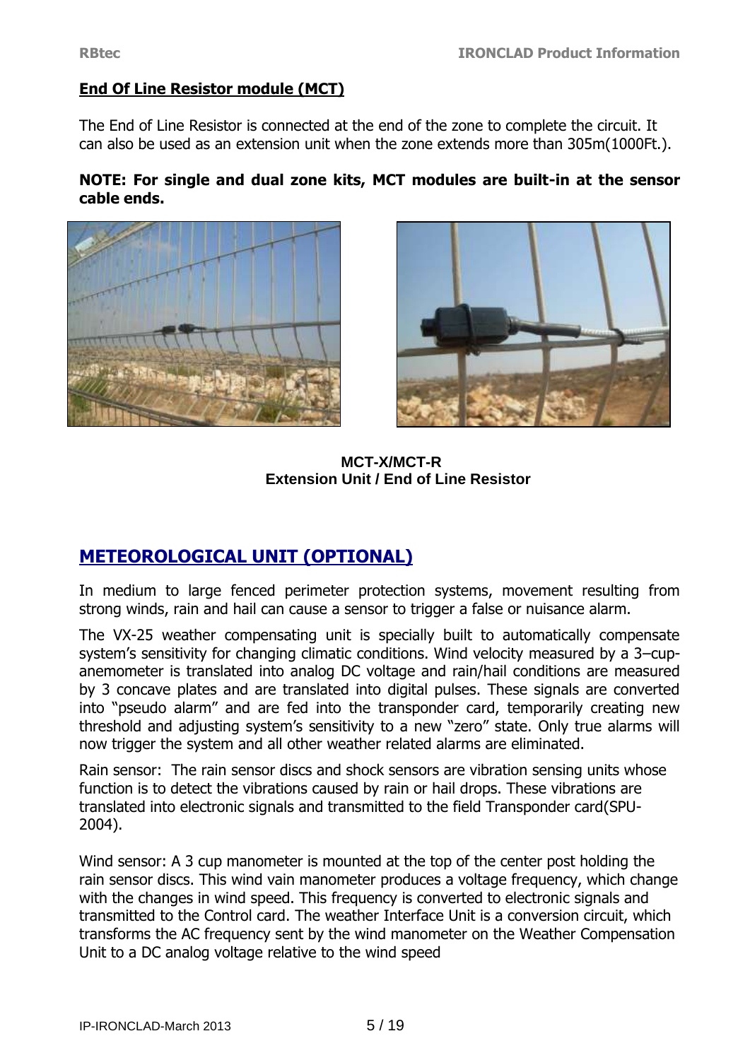## End Of Line Resistor module (MCT)

The End of Line Resistor is connected at the end of the zone to complete the circuit. It can also be used as an extension unit when the zone extends more than 305m(1000Ft.).

**NOTE: For single and dual zone kits, MCT modules are built-in at the sensor cable ends.**

**MCT-X/MCT-R**
**Extension Unit / End of Line Resistor**

# METEOROLOGICAL UNIT (OPTIONAL)

In medium to large fenced perimeter protection systems, movement resulting from strong winds, rain and hail can cause a sensor to trigger a false or nuisance alarm.

The VX-25 weather compensating unit is specially built to automatically compensate system's sensitivity for changing climatic conditions. Wind velocity measured by a 3–cup-anemometer is translated into analog DC voltage and rain/hail conditions are measured by 3 concave plates and are translated into digital pulses. These signals are converted into "pseudo alarm" and are fed into the transponder card, temporarily creating new threshold and adjusting system's sensitivity to a new "zero" state. Only true alarms will now trigger the system and all other weather related alarms are eliminated.

Rain sensor: The rain sensor discs and shock sensors are vibration sensing units whose function is to detect the vibrations caused by rain or hail drops. These vibrations are translated into electronic signals and transmitted to the field Transponder card(SPU-2004).

Wind sensor: A 3 cup manometer is mounted at the top of the center post holding the rain sensor discs. This wind vain manometer produces a voltage frequency, which change with the changes in wind speed. This frequency is converted to electronic signals and transmitted to the Control card. The weather Interface Unit is a conversion circuit, which transforms the AC frequency sent by the wind manometer on the Weather Compensation Unit to a DC analog voltage relative to the wind speed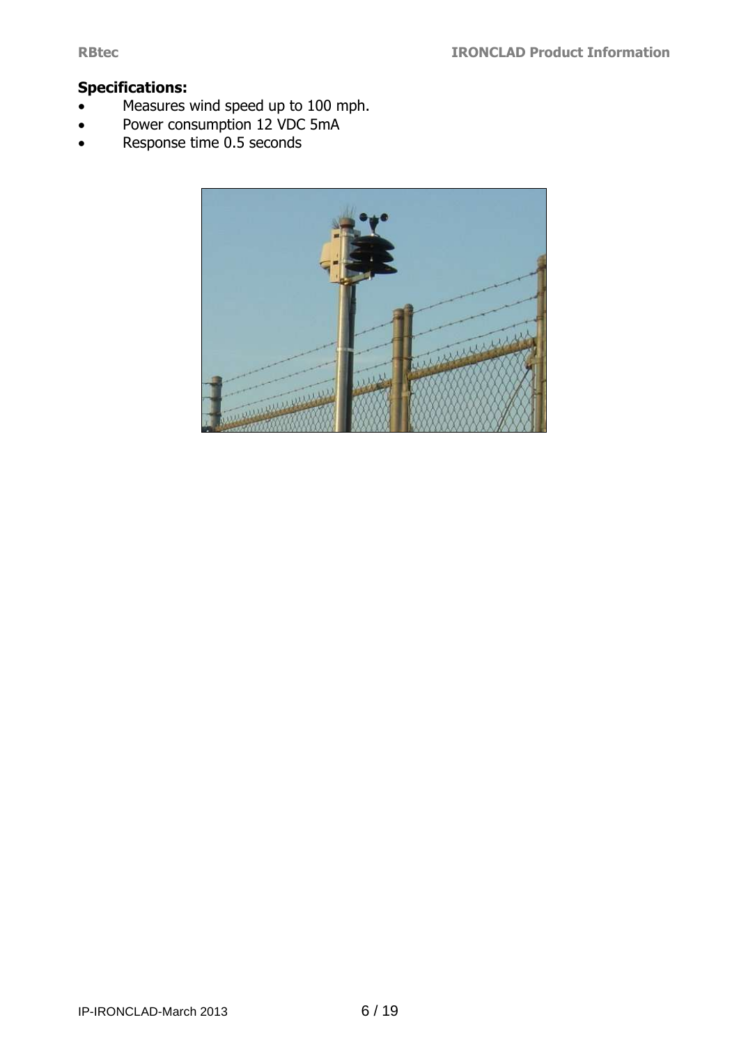**Specifications:**

- Measures wind speed up to 100 mph.
- Power consumption 12 VDC 5mA
- Response time 0.5 seconds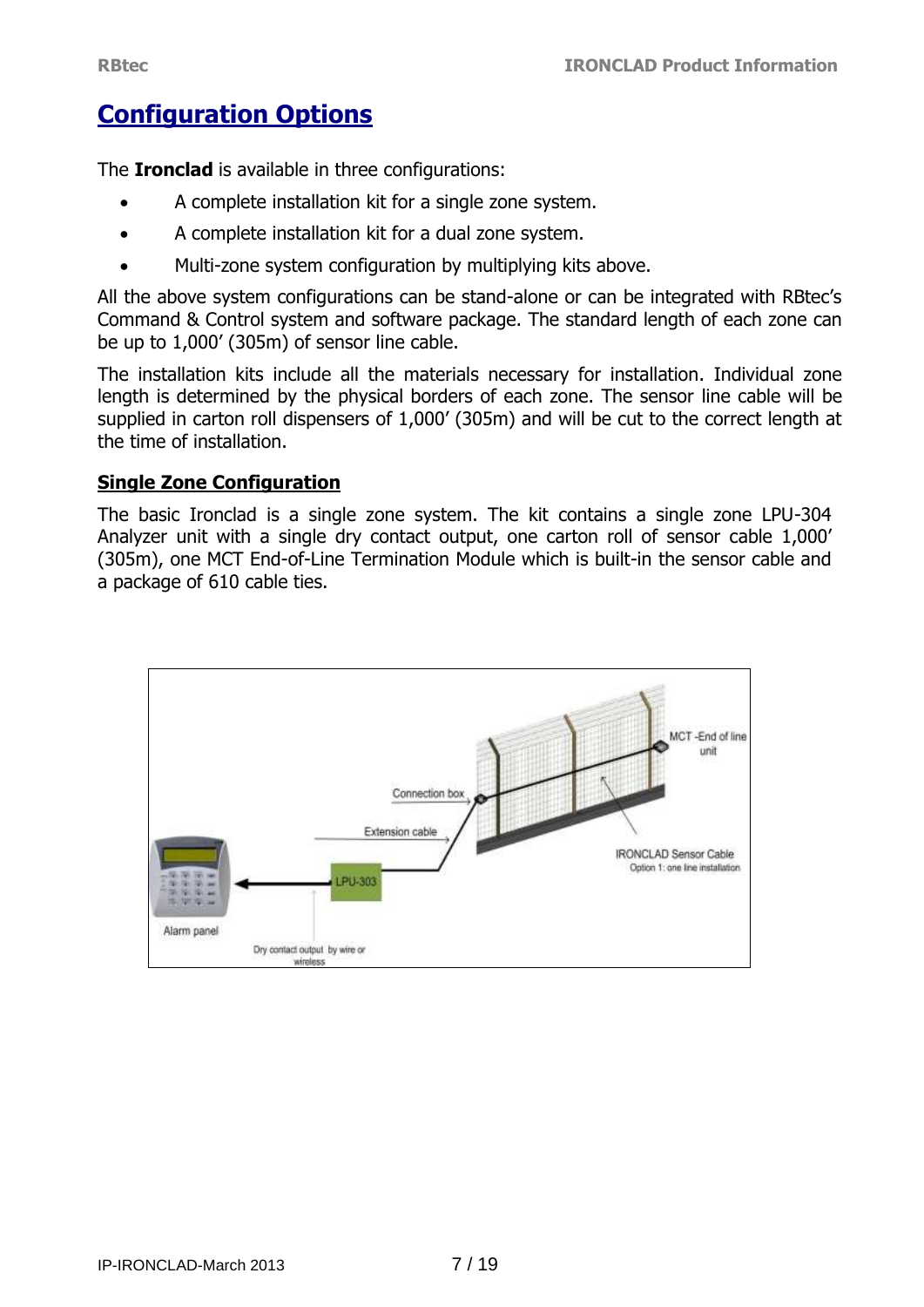# Configuration Options

The **Ironclad** is available in three configurations:

- A complete installation kit for a single zone system.
- A complete installation kit for a dual zone system.
- Multi-zone system configuration by multiplying kits above.

All the above system configurations can be stand-alone or can be integrated with RBtec's Command & Control system and software package. The standard length of each zone can be up to 1,000' (305m) of sensor line cable.

The installation kits include all the materials necessary for installation. Individual zone length is determined by the physical borders of each zone. The sensor line cable will be supplied in carton roll dispensers of 1,000' (305m) and will be cut to the correct length at the time of installation.

## Single Zone Configuration

The basic Ironclad is a single zone system. The kit contains a single zone LPU-304 Analyzer unit with a single dry contact output, one carton roll of sensor cable 1,000' (305m), one MCT End-of-Line Termination Module which is built-in the sensor cable and a package of 610 cable ties.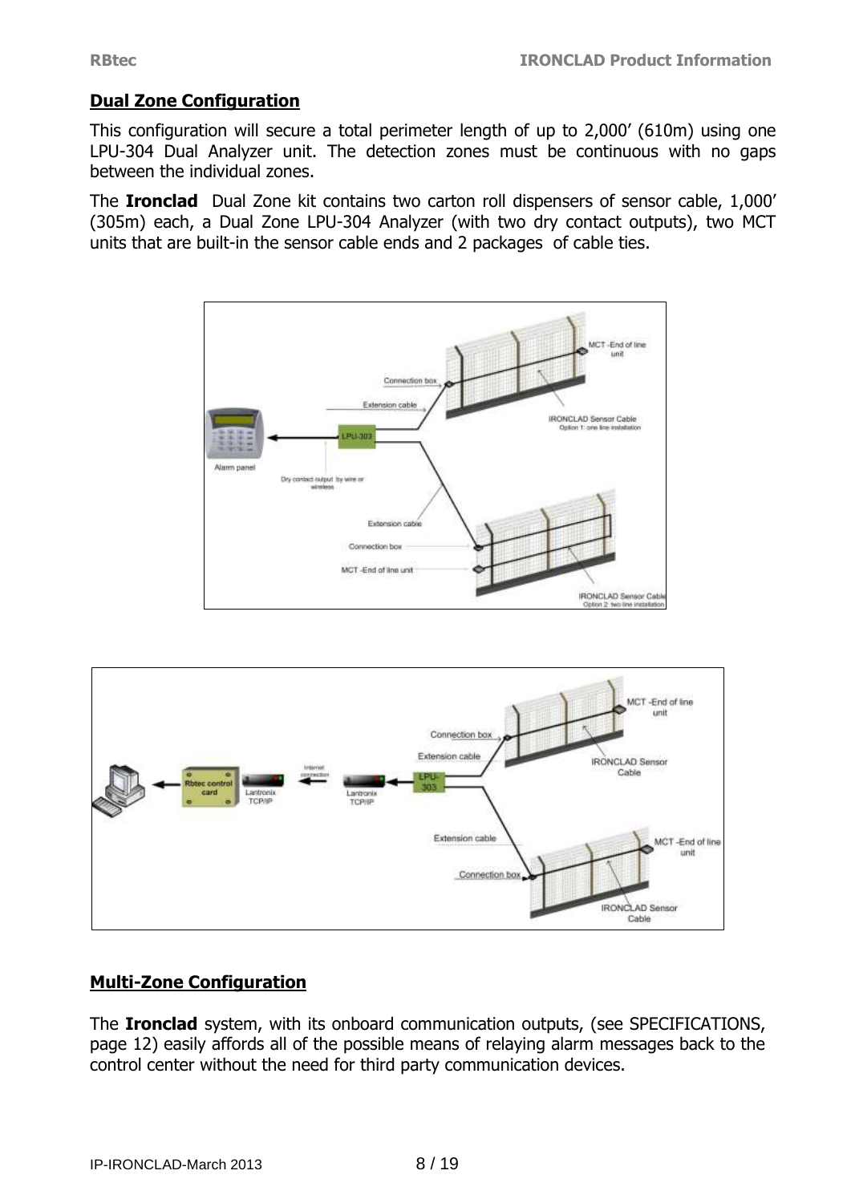## Dual Zone Configuration

This configuration will secure a total perimeter length of up to 2,000' (610m) using one LPU-304 Dual Analyzer unit. The detection zones must be continuous with no gaps between the individual zones.

The **Ironclad** Dual Zone kit contains two carton roll dispensers of sensor cable, 1,000' (305m) each, a Dual Zone LPU-304 Analyzer (with two dry contact outputs), two MCT units that are built-in the sensor cable ends and 2 packages of cable ties.

## Multi-Zone Configuration

The **Ironclad** system, with its onboard communication outputs, (see SPECIFICATIONS, page 12) easily affords all of the possible means of relaying alarm messages back to the control center without the need for third party communication devices.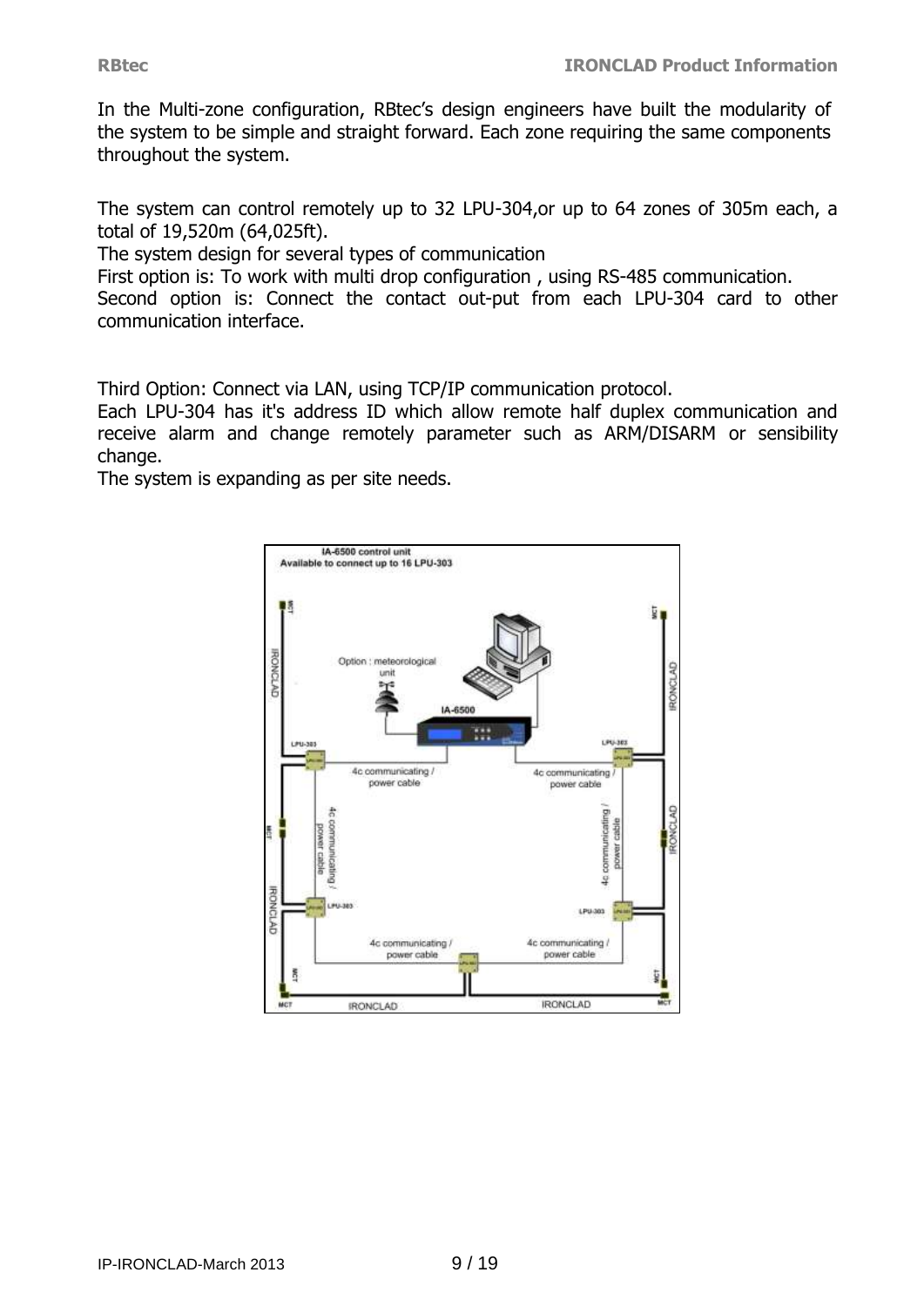In the Multi-zone configuration, RBtec's design engineers have built the modularity of the system to be simple and straight forward. Each zone requiring the same components throughout the system.

The system can control remotely up to 32 LPU-304,or up to 64 zones of 305m each, a total of 19,520m (64,025ft).
The system design for several types of communication
First option is: To work with multi drop configuration , using RS-485 communication.
Second option is: Connect the contact out-put from each LPU-304 card to other communication interface.

Third Option: Connect via LAN, using TCP/IP communication protocol.
Each LPU-304 has it's address ID which allow remote half duplex communication and receive alarm and change remotely parameter such as ARM/DISARM or sensibility change.
The system is expanding as per site needs.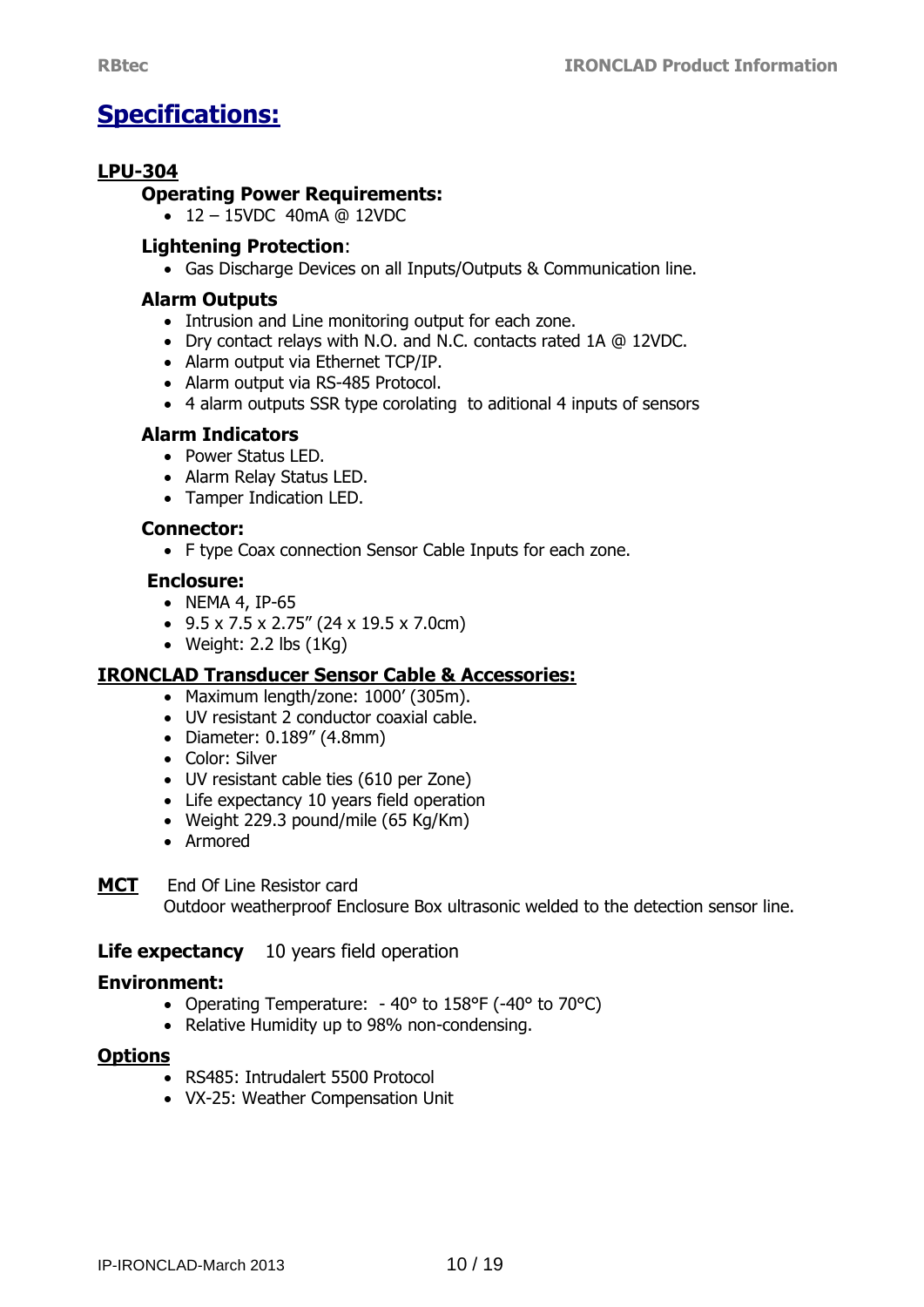# Specifications:

## LPU-304

### Operating Power Requirements:

- 12 – 15VDC 40mA @ 12VDC

### Lightening Protection:

- Gas Discharge Devices on all Inputs/Outputs & Communication line.

### Alarm Outputs

- Intrusion and Line monitoring output for each zone.
- Dry contact relays with N.O. and N.C. contacts rated 1A @ 12VDC.
- Alarm output via Ethernet TCP/IP.
- Alarm output via RS-485 Protocol.
- 4 alarm outputs SSR type corolating to aditional 4 inputs of sensors

### Alarm Indicators

- Power Status LED.
- Alarm Relay Status LED.
- Tamper Indication LED.

### Connector:

- F type Coax connection Sensor Cable Inputs for each zone.

### Enclosure:

- NEMA 4, IP-65
- 9.5 x 7.5 x 2.75" (24 x 19.5 x 7.0cm)
- Weight: 2.2 lbs (1Kg)

## IRONCLAD Transducer Sensor Cable & Accessories:

- Maximum length/zone: 1000' (305m).
- UV resistant 2 conductor coaxial cable.
- Diameter: 0.189" (4.8mm)
- Color: Silver
- UV resistant cable ties (610 per Zone)
- Life expectancy 10 years field operation
- Weight 229.3 pound/mile (65 Kg/Km)
- Armored

**MCT** End Of Line Resistor card
Outdoor weatherproof Enclosure Box ultrasonic welded to the detection sensor line.

**Life expectancy** 10 years field operation

**Environment:**

- Operating Temperature: - 40° to 158°F (-40° to 70°C)
- Relative Humidity up to 98% non-condensing.

## Options

- RS485: Intrudalert 5500 Protocol
- VX-25: Weather Compensation Unit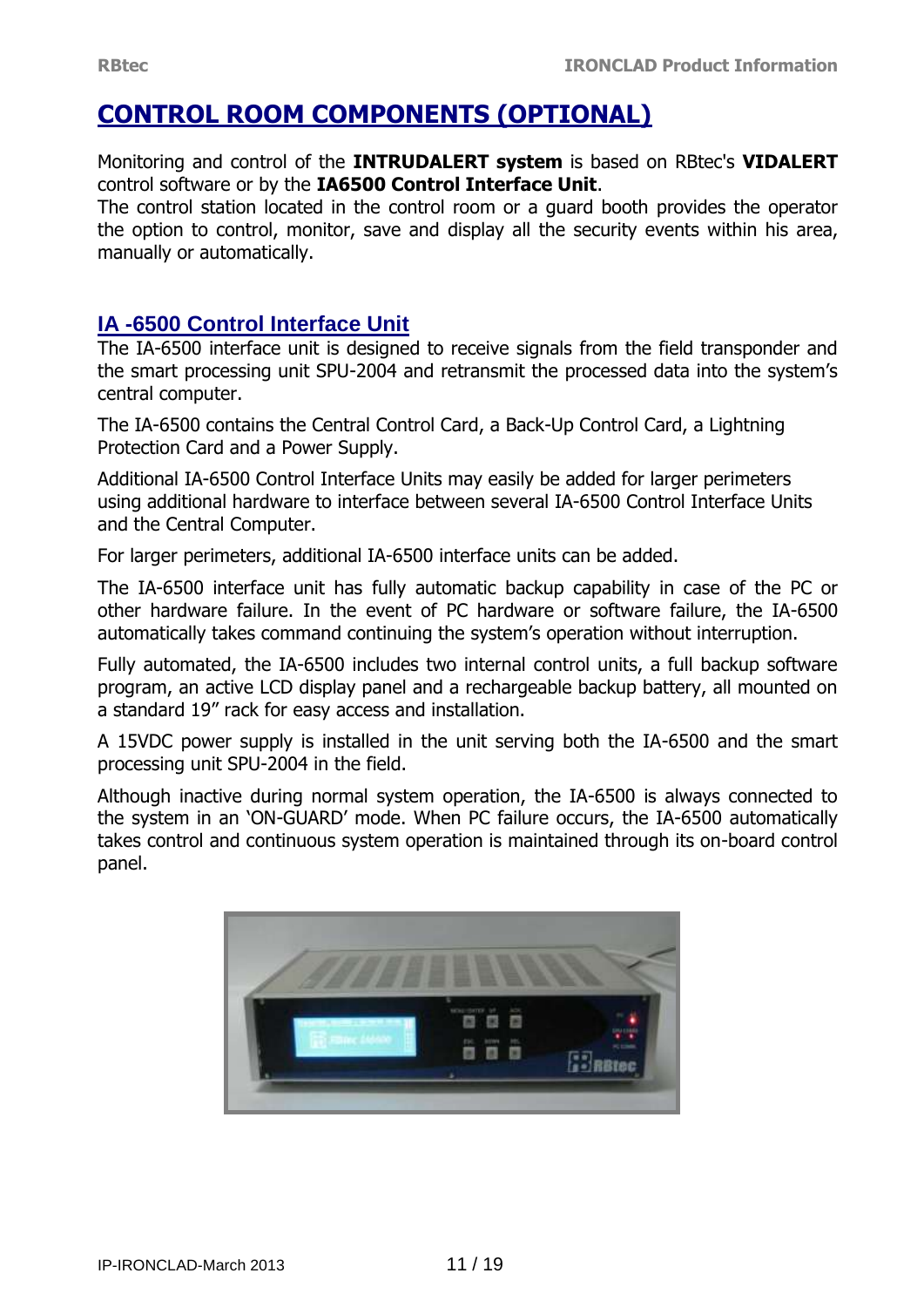# CONTROL ROOM COMPONENTS (OPTIONAL)

Monitoring and control of the **INTRUDALERT system** is based on RBtec's **VIDALERT** control software or by the **IA6500 Control Interface Unit**.
The control station located in the control room or a guard booth provides the operator the option to control, monitor, save and display all the security events within his area, manually or automatically.

## IA -6500 Control Interface Unit

The IA-6500 interface unit is designed to receive signals from the field transponder and the smart processing unit SPU-2004 and retransmit the processed data into the system's central computer.

The IA-6500 contains the Central Control Card, a Back-Up Control Card, a Lightning Protection Card and a Power Supply.

Additional IA-6500 Control Interface Units may easily be added for larger perimeters using additional hardware to interface between several IA-6500 Control Interface Units and the Central Computer.

For larger perimeters, additional IA-6500 interface units can be added.

The IA-6500 interface unit has fully automatic backup capability in case of the PC or other hardware failure. In the event of PC hardware or software failure, the IA-6500 automatically takes command continuing the system's operation without interruption.

Fully automated, the IA-6500 includes two internal control units, a full backup software program, an active LCD display panel and a rechargeable backup battery, all mounted on a standard 19" rack for easy access and installation.

A 15VDC power supply is installed in the unit serving both the IA-6500 and the smart processing unit SPU-2004 in the field.

Although inactive during normal system operation, the IA-6500 is always connected to the system in an 'ON-GUARD' mode. When PC failure occurs, the IA-6500 automatically takes control and continuous system operation is maintained through its on-board control panel.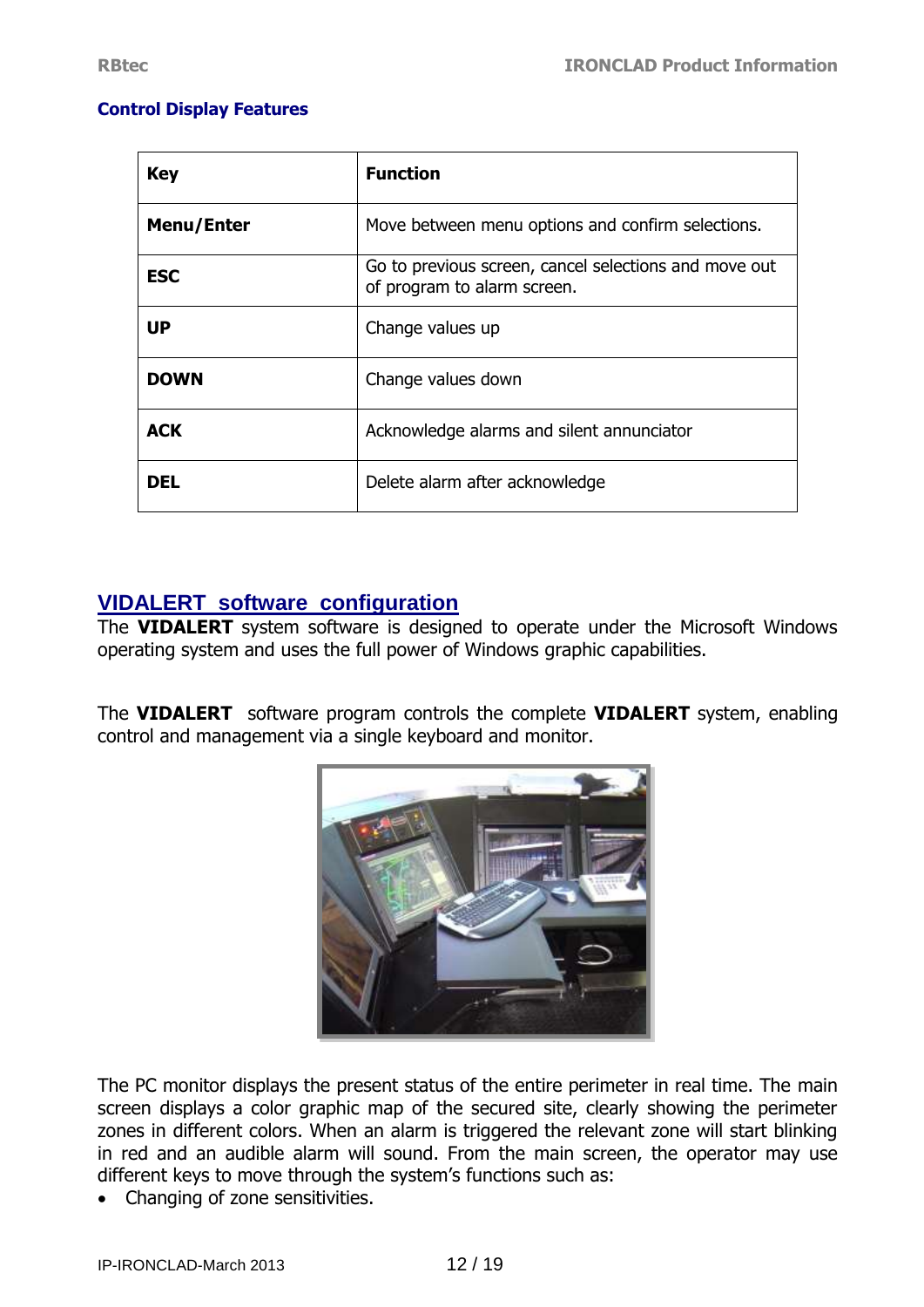## Control Display Features

| Key | Function |
|---|---|
| **Menu/Enter** | Move between menu options and confirm selections. |
| **ESC** | Go to previous screen, cancel selections and move out of program to alarm screen. |
| **UP** | Change values up |
| **DOWN** | Change values down |
| **ACK** | Acknowledge alarms and silent annunciator |
| **DEL** | Delete alarm after acknowledge |

## VIDALERT software configuration

The **VIDALERT** system software is designed to operate under the Microsoft Windows operating system and uses the full power of Windows graphic capabilities.

The **VIDALERT** software program controls the complete **VIDALERT** system, enabling control and management via a single keyboard and monitor.

The PC monitor displays the present status of the entire perimeter in real time. The main screen displays a color graphic map of the secured site, clearly showing the perimeter zones in different colors. When an alarm is triggered the relevant zone will start blinking in red and an audible alarm will sound. From the main screen, the operator may use different keys to move through the system's functions such as:

- Changing of zone sensitivities.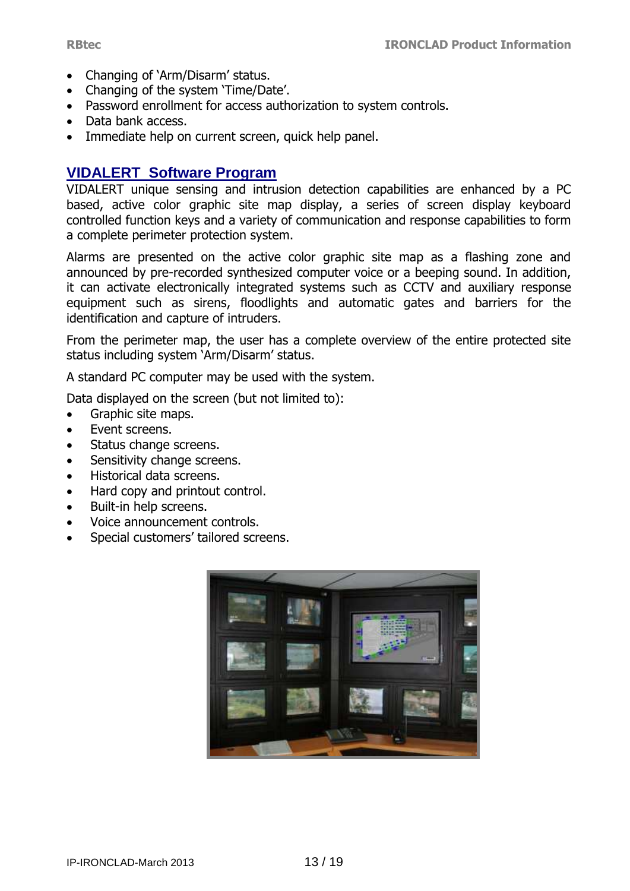- Changing of 'Arm/Disarm' status.
- Changing of the system 'Time/Date'.
- Password enrollment for access authorization to system controls.
- Data bank access.
- Immediate help on current screen, quick help panel.

## VIDALERT  Software Program

VIDALERT unique sensing and intrusion detection capabilities are enhanced by a PC based, active color graphic site map display, a series of screen display keyboard controlled function keys and a variety of communication and response capabilities to form a complete perimeter protection system.

Alarms are presented on the active color graphic site map as a flashing zone and announced by pre-recorded synthesized computer voice or a beeping sound. In addition, it can activate electronically integrated systems such as CCTV and auxiliary response equipment such as sirens, floodlights and automatic gates and barriers for the identification and capture of intruders.

From the perimeter map, the user has a complete overview of the entire protected site status including system 'Arm/Disarm' status.

A standard PC computer may be used with the system.

Data displayed on the screen (but not limited to):

- Graphic site maps.
- Event screens.
- Status change screens.
- Sensitivity change screens.
- Historical data screens.
- Hard copy and printout control.
- Built-in help screens.
- Voice announcement controls.
- Special customers' tailored screens.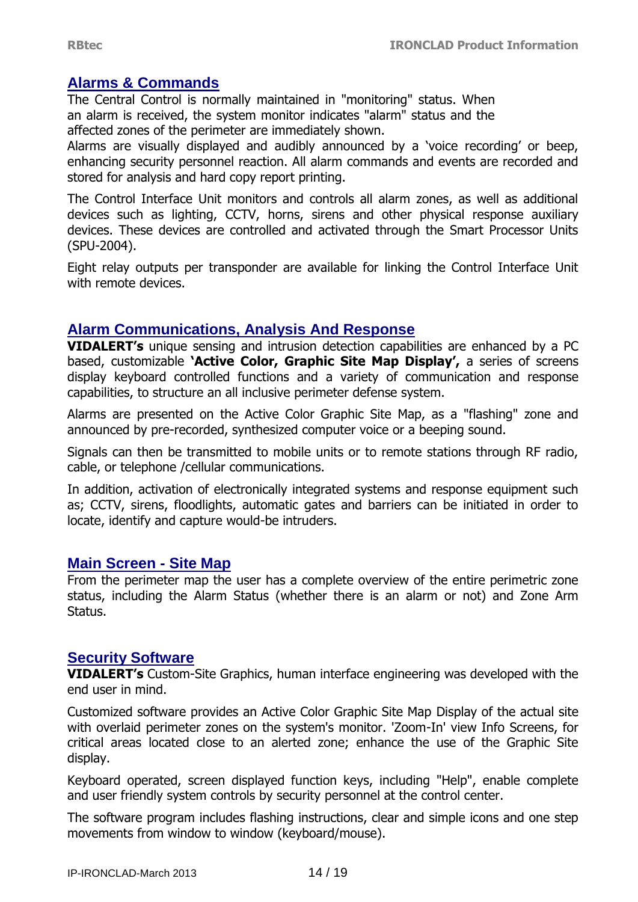## Alarms & Commands

The Central Control is normally maintained in "monitoring" status. When an alarm is received, the system monitor indicates "alarm" status and the affected zones of the perimeter are immediately shown.

Alarms are visually displayed and audibly announced by a 'voice recording' or beep, enhancing security personnel reaction. All alarm commands and events are recorded and stored for analysis and hard copy report printing.

The Control Interface Unit monitors and controls all alarm zones, as well as additional devices such as lighting, CCTV, horns, sirens and other physical response auxiliary devices. These devices are controlled and activated through the Smart Processor Units (SPU-2004).

Eight relay outputs per transponder are available for linking the Control Interface Unit with remote devices.

## Alarm Communications, Analysis And Response

**VIDALERT's** unique sensing and intrusion detection capabilities are enhanced by a PC based, customizable **'Active Color, Graphic Site Map Display',** a series of screens display keyboard controlled functions and a variety of communication and response capabilities, to structure an all inclusive perimeter defense system.

Alarms are presented on the Active Color Graphic Site Map, as a "flashing" zone and announced by pre-recorded, synthesized computer voice or a beeping sound.

Signals can then be transmitted to mobile units or to remote stations through RF radio, cable, or telephone /cellular communications.

In addition, activation of electronically integrated systems and response equipment such as; CCTV, sirens, floodlights, automatic gates and barriers can be initiated in order to locate, identify and capture would-be intruders.

## Main Screen - Site Map

From the perimeter map the user has a complete overview of the entire perimetric zone status, including the Alarm Status (whether there is an alarm or not) and Zone Arm Status.

## Security Software

**VIDALERT's** Custom-Site Graphics, human interface engineering was developed with the end user in mind.

Customized software provides an Active Color Graphic Site Map Display of the actual site with overlaid perimeter zones on the system's monitor. 'Zoom-In' view Info Screens, for critical areas located close to an alerted zone; enhance the use of the Graphic Site display.

Keyboard operated, screen displayed function keys, including "Help", enable complete and user friendly system controls by security personnel at the control center.

The software program includes flashing instructions, clear and simple icons and one step movements from window to window (keyboard/mouse).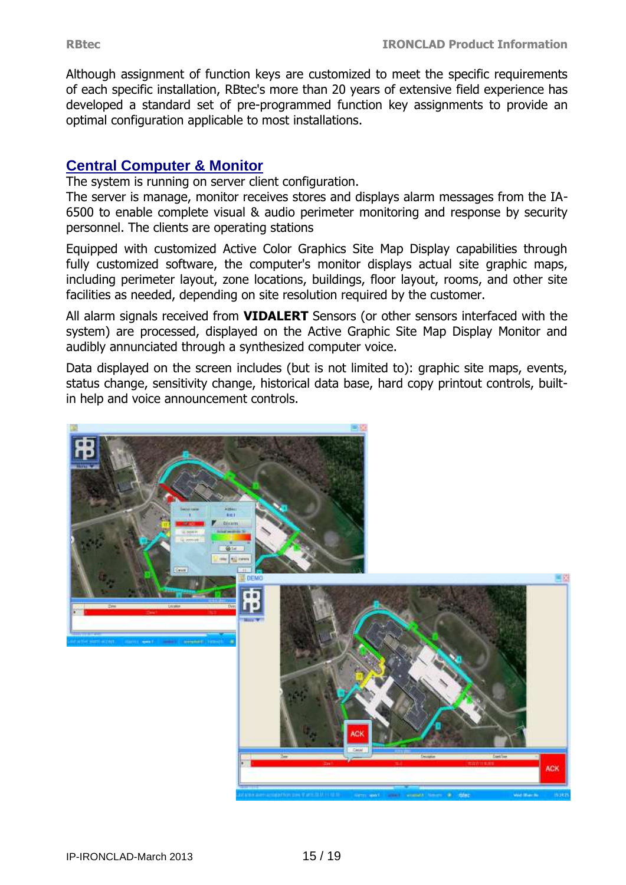Although assignment of function keys are customized to meet the specific requirements of each specific installation, RBtec's more than 20 years of extensive field experience has developed a standard set of pre-programmed function key assignments to provide an optimal configuration applicable to most installations.

## Central Computer & Monitor

The system is running on server client configuration.
The server is manage, monitor receives stores and displays alarm messages from the IA-6500 to enable complete visual & audio perimeter monitoring and response by security personnel. The clients are operating stations

Equipped with customized Active Color Graphics Site Map Display capabilities through fully customized software, the computer's monitor displays actual site graphic maps, including perimeter layout, zone locations, buildings, floor layout, rooms, and other site facilities as needed, depending on site resolution required by the customer.

All alarm signals received from **VIDALERT** Sensors (or other sensors interfaced with the system) are processed, displayed on the Active Graphic Site Map Display Monitor and audibly annunciated through a synthesized computer voice.

Data displayed on the screen includes (but is not limited to): graphic site maps, events, status change, sensitivity change, historical data base, hard copy printout controls, built-in help and voice announcement controls.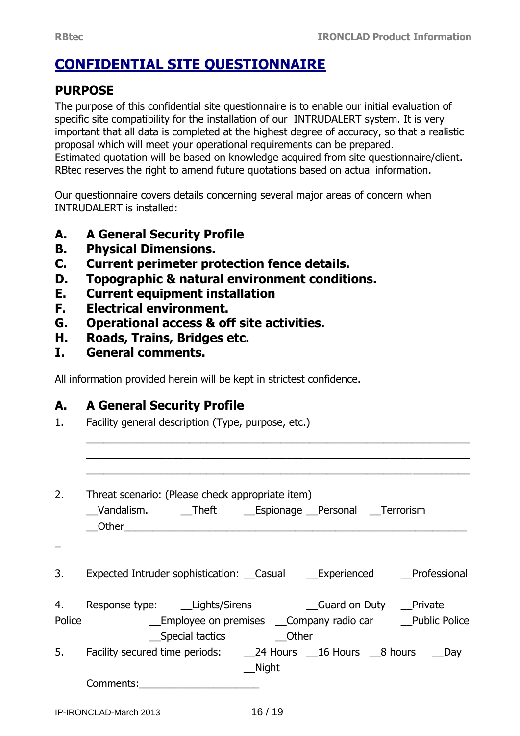# CONFIDENTIAL SITE QUESTIONNAIRE

## PURPOSE

The purpose of this confidential site questionnaire is to enable our initial evaluation of specific site compatibility for the installation of our INTRUDALERT system. It is very important that all data is completed at the highest degree of accuracy, so that a realistic proposal which will meet your operational requirements can be prepared.
Estimated quotation will be based on knowledge acquired from site questionnaire/client.
RBtec reserves the right to amend future quotations based on actual information.

Our questionnaire covers details concerning several major areas of concern when INTRUDALERT is installed:

- **A. A General Security Profile**
- **B. Physical Dimensions.**
- **C. Current perimeter protection fence details.**
- **D. Topographic & natural environment conditions.**
- **E. Current equipment installation**
- **F. Electrical environment.**
- **G. Operational access & off site activities.**
- **H. Roads, Trains, Bridges etc.**
- **I. General comments.**

All information provided herein will be kept in strictest confidence.

## A. A General Security Profile

1. Facility general description (Type, purpose, etc.)

   ____________________________________________________________________
   ____________________________________________________________________
   ____________________________________________________________________

2. Threat scenario: (Please check appropriate item)
   __Vandalism. __Theft __Espionage __Personal __Terrorism
   __Other____________________________________________________________

_

3. Expected Intruder sophistication: __Casual __Experienced __Professional

4. Response type: __Lights/Sirens __Guard on Duty __Private Police __Employee on premises __Company radio car __Public Police __Special tactics __Other

5. Facility secured time periods: __24 Hours __16 Hours __8 hours __Day __Night

   Comments:_____________________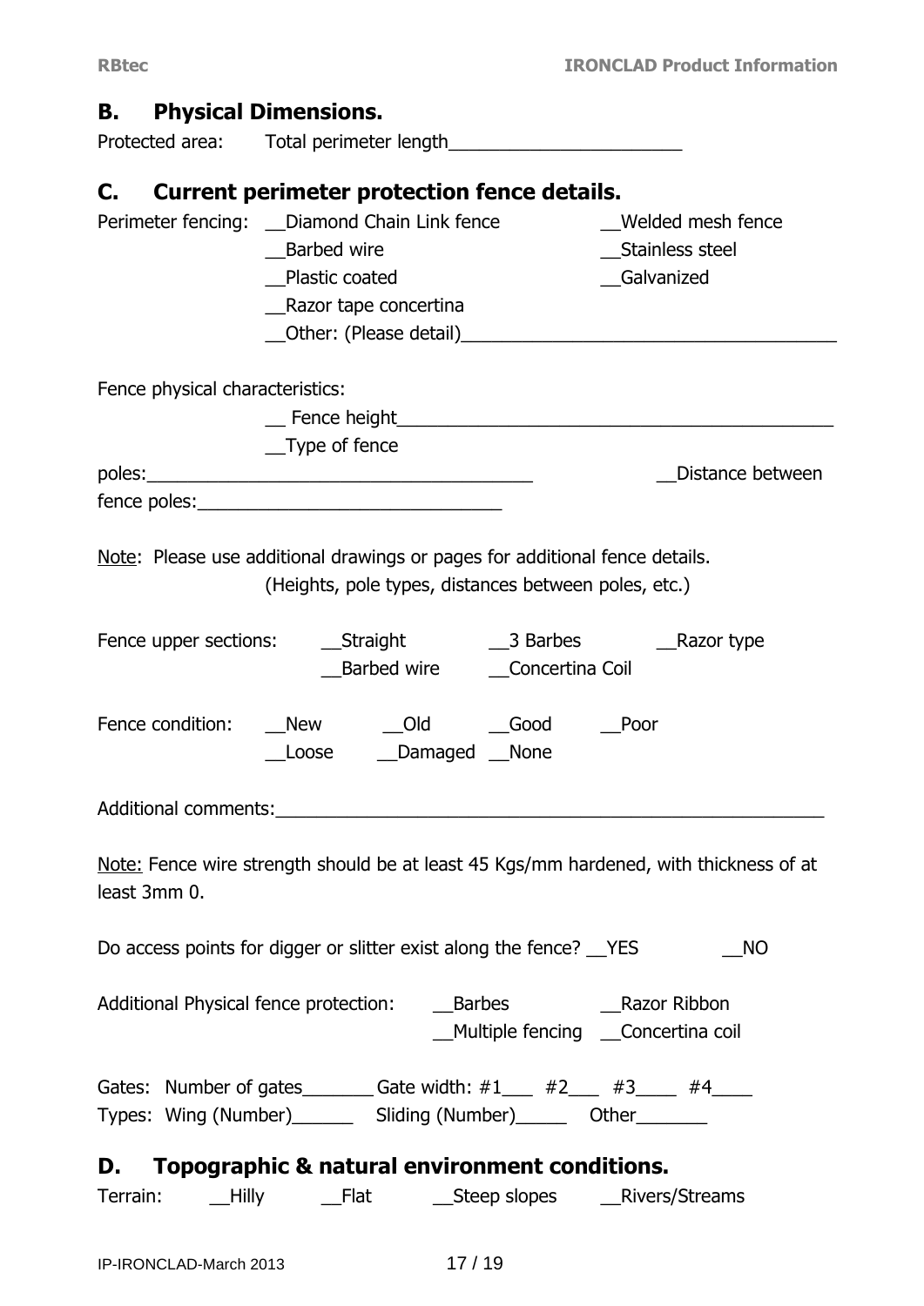## B. Physical Dimensions.

Protected area: Total perimeter length______________________

## C. Current perimeter protection fence details.

Perimeter fencing: __Diamond Chain Link fence __Welded mesh fence
__Barbed wire __Stainless steel
__Plastic coated __Galvanized
__Razor tape concertina
__Other: (Please detail)_____________________________________

Fence physical characteristics:
__ Fence height__________________________________________
__Type of fence poles:______________________________________ __Distance between fence poles:______________________________

<u>Note</u>: Please use additional drawings or pages for additional fence details. (Heights, pole types, distances between poles, etc.)

Fence upper sections: __Straight __3 Barbes __Razor type
__Barbed wire __Concertina Coil

Fence condition: __New __Old __Good __Poor
__Loose __Damaged __None

Additional comments:_____________________________________________________

<u>Note:</u> Fence wire strength should be at least 45 Kgs/mm hardened, with thickness of at least 3mm 0.

Do access points for digger or slitter exist along the fence? __YES __NO

Additional Physical fence protection: __Barbes __Razor Ribbon
__Multiple fencing __Concertina coil

Gates: Number of gates_______ Gate width: #1___ #2___ #3____ #4____
Types: Wing (Number)______ Sliding (Number)_____ Other_______

## D. Topographic & natural environment conditions.

Terrain: __Hilly __Flat __Steep slopes __Rivers/Streams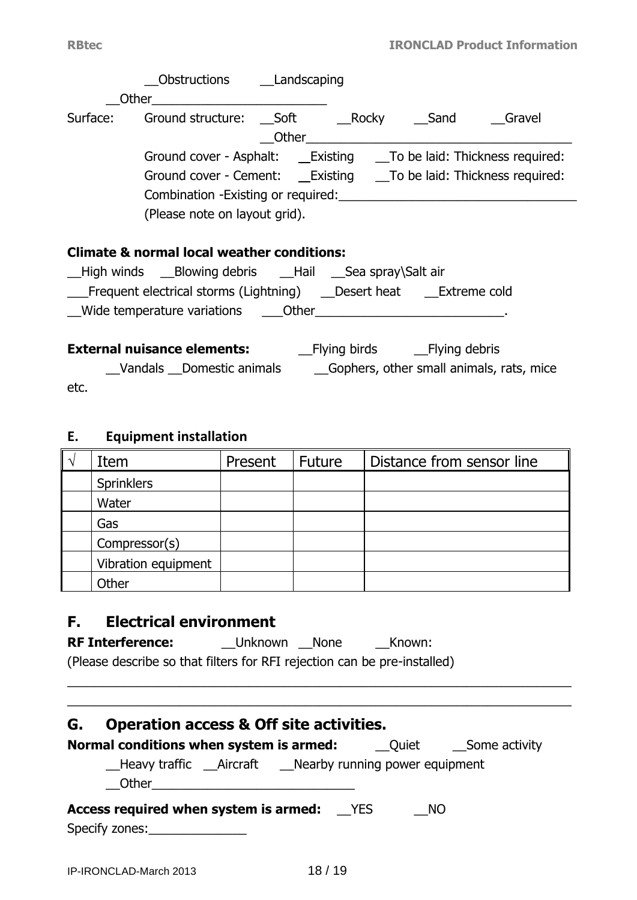__Obstructions __Landscaping

__Other__________________________

Surface: Ground structure: __Soft __Rocky __Sand __Gravel

__Other________________________________________

Ground cover - Asphalt: __Existing __To be laid: Thickness required:

Ground cover - Cement: __Existing __To be laid: Thickness required:

Combination -Existing or required:____________________________________

(Please note on layout grid).

**Climate & normal local weather conditions:**

__High winds __Blowing debris __Hail __Sea spray\Salt air

___Frequent electrical storms (Lightning) __Desert heat __Extreme cold

__Wide temperature variations ___Other____________________________.

**External nuisance elements:** __Flying birds __Flying debris

__Vandals __Domestic animals __Gophers, other small animals, rats, mice etc.

**E. Equipment installation**

| √ | Item | Present | Future | Distance from sensor line |
|---|---|---|---|---|
| | Sprinklers | | | |
| | Water | | | |
| | Gas | | | |
| | Compressor(s) | | | |
| | Vibration equipment | | | |
| | Other | | | |

## F. Electrical environment

**RF Interference:** __Unknown __None __Known:

(Please describe so that filters for RFI rejection can be pre-installed)

______________________________________________________________________

______________________________________________________________________

## G. Operation access & Off site activities.

**Normal conditions when system is armed:** __Quiet __Some activity

__Heavy traffic __Aircraft __Nearby running power equipment

__Other______________________________

**Access required when system is armed:** __YES __NO

Specify zones:______________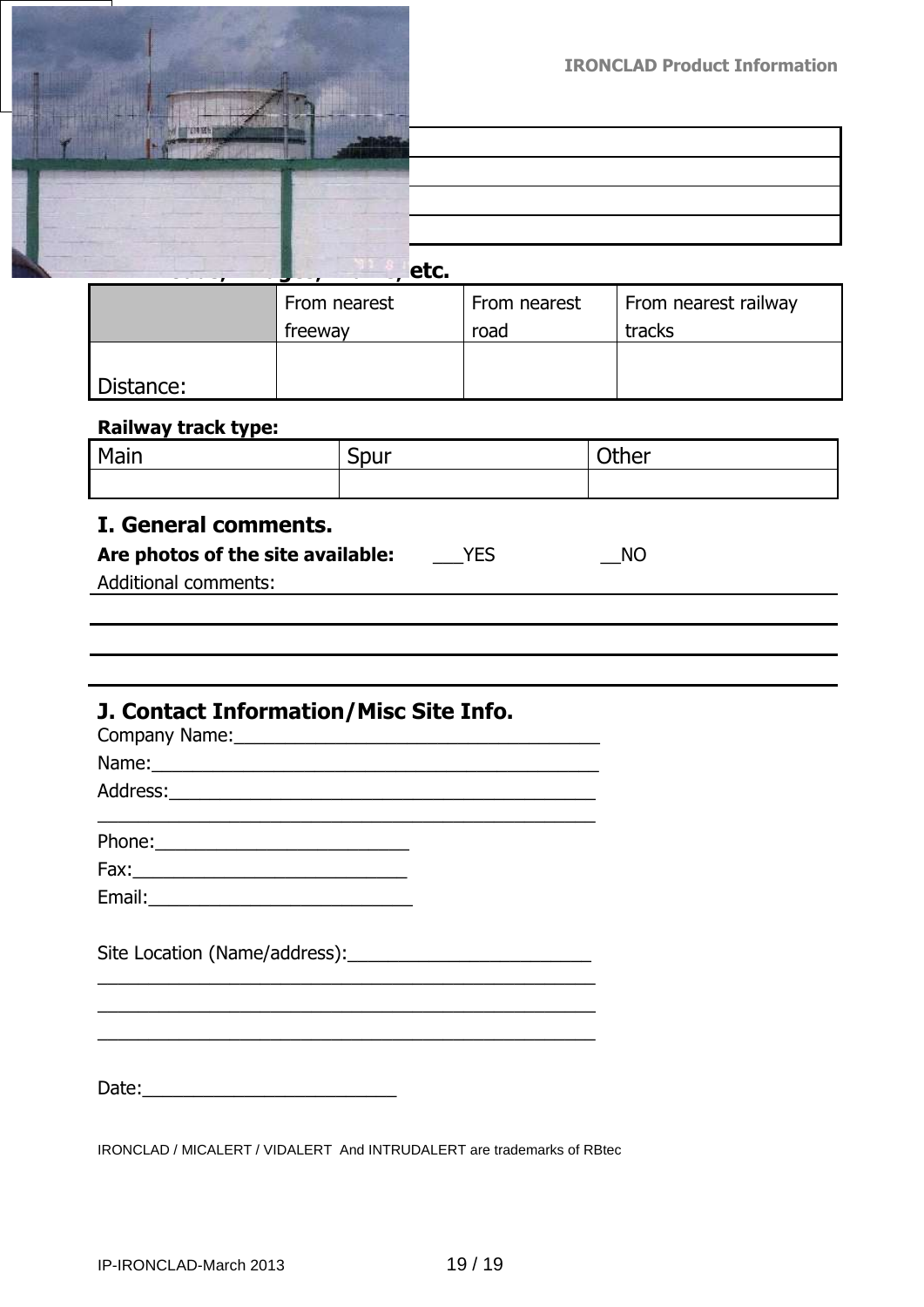## etc.

| | From nearest freeway | From nearest road | From nearest railway tracks |
|---|---|---|---|
| Distance: | | | |

**Railway track type:**

| Main | Spur | Other |
|---|---|---|
| | | |

## I. General comments.

**Are photos of the site available:** ___YES __NO

Additional comments:

## J. Contact Information/Misc Site Info.

Company Name:___________________________________

Name:___________________________________________

Address:_________________________________________

_______________________________________________

Phone:________________________

Fax:__________________________

Email:_________________________

Site Location (Name/address):________________________

_______________________________________________

_______________________________________________

_______________________________________________

Date:________________________

IRONCLAD / MICALERT / VIDALERT And INTRUDALERT are trademarks of RBtec